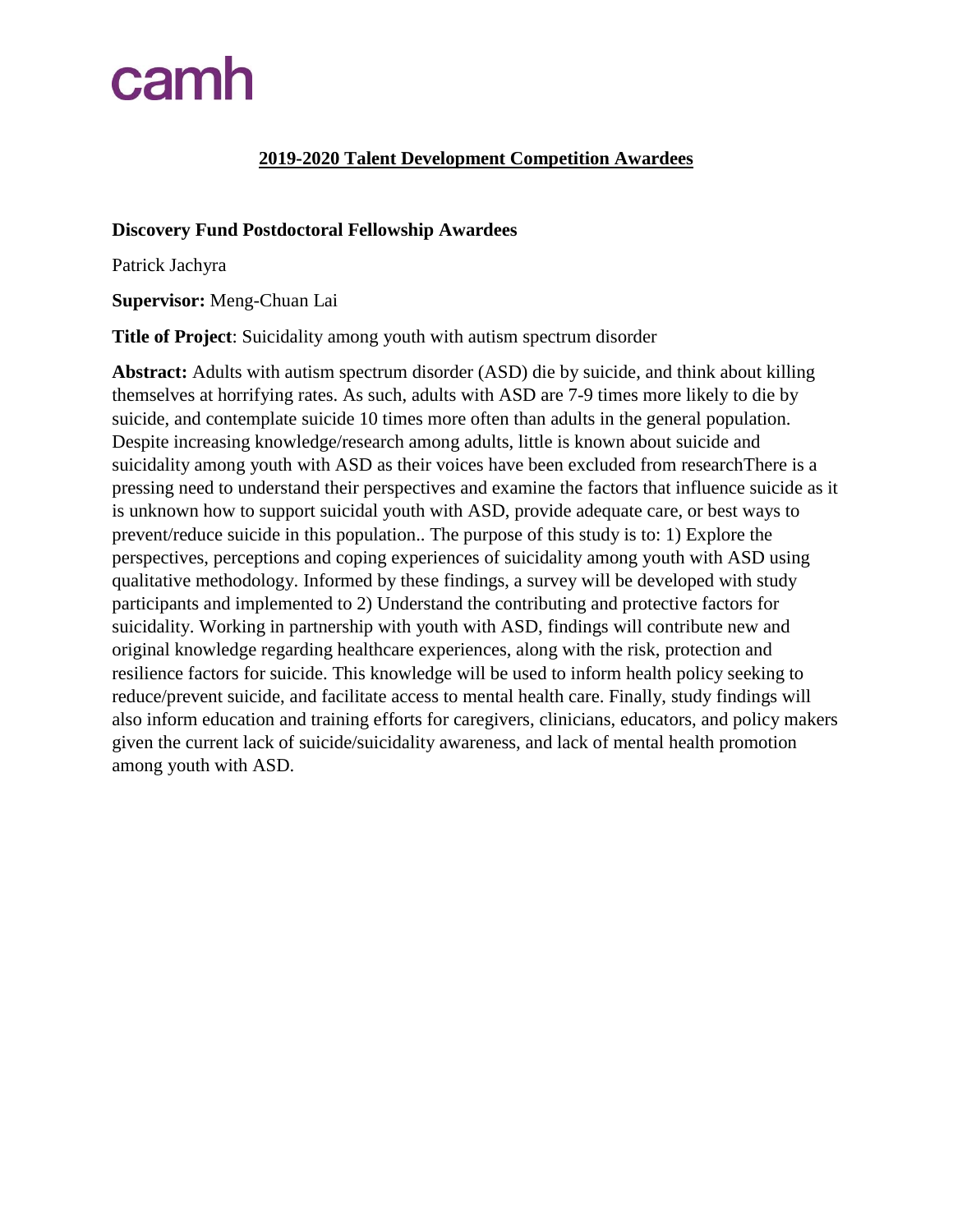camh

## 2019-2020 Talent Development Competition Awardees

**Discovery Fund Postdoctoral Fellowship Awardees**

Patrick Jachyra

**Supervisor:** Meng-Chuan Lai

**Title of Project**: Suicidality among youth with autism spectrum disorder

**Abstract:** Adults with autism spectrum disorder (ASD) die by suicide, and think about killing themselves at horrifying rates. As such, adults with ASD are 7-9 times more likely to die by suicide, and contemplate suicide 10 times more often than adults in the general population. Despite increasing knowledge/research among adults, little is known about suicide and suicidality among youth with ASD as their voices have been excluded from researchThere is a pressing need to understand their perspectives and examine the factors that influence suicide as it is unknown how to support suicidal youth with ASD, provide adequate care, or best ways to prevent/reduce suicide in this population.. The purpose of this study is to: 1) Explore the perspectives, perceptions and coping experiences of suicidality among youth with ASD using qualitative methodology. Informed by these findings, a survey will be developed with study participants and implemented to 2) Understand the contributing and protective factors for suicidality. Working in partnership with youth with ASD, findings will contribute new and original knowledge regarding healthcare experiences, along with the risk, protection and resilience factors for suicide. This knowledge will be used to inform health policy seeking to reduce/prevent suicide, and facilitate access to mental health care. Finally, study findings will also inform education and training efforts for caregivers, clinicians, educators, and policy makers given the current lack of suicide/suicidality awareness, and lack of mental health promotion among youth with ASD.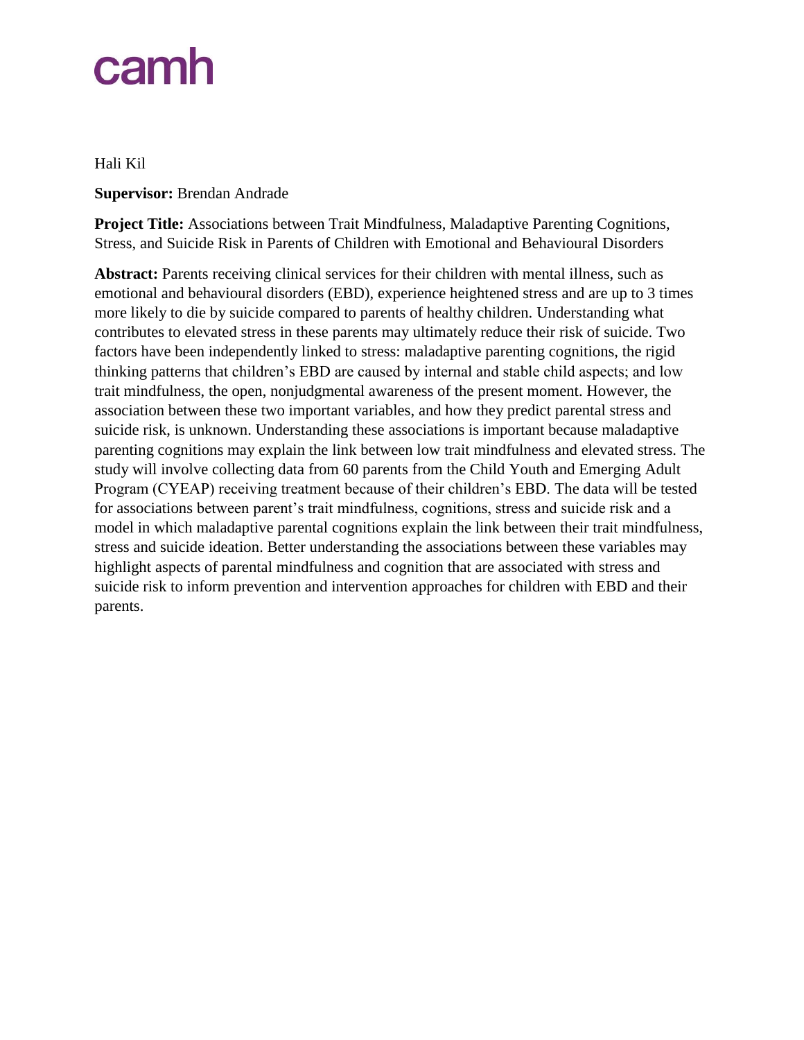camh

Hali Kil

**Supervisor:** Brendan Andrade

**Project Title:** Associations between Trait Mindfulness, Maladaptive Parenting Cognitions, Stress, and Suicide Risk in Parents of Children with Emotional and Behavioural Disorders

**Abstract:** Parents receiving clinical services for their children with mental illness, such as emotional and behavioural disorders (EBD), experience heightened stress and are up to 3 times more likely to die by suicide compared to parents of healthy children. Understanding what contributes to elevated stress in these parents may ultimately reduce their risk of suicide. Two factors have been independently linked to stress: maladaptive parenting cognitions, the rigid thinking patterns that children's EBD are caused by internal and stable child aspects; and low trait mindfulness, the open, nonjudgmental awareness of the present moment. However, the association between these two important variables, and how they predict parental stress and suicide risk, is unknown. Understanding these associations is important because maladaptive parenting cognitions may explain the link between low trait mindfulness and elevated stress. The study will involve collecting data from 60 parents from the Child Youth and Emerging Adult Program (CYEAP) receiving treatment because of their children's EBD. The data will be tested for associations between parent's trait mindfulness, cognitions, stress and suicide risk and a model in which maladaptive parental cognitions explain the link between their trait mindfulness, stress and suicide ideation. Better understanding the associations between these variables may highlight aspects of parental mindfulness and cognition that are associated with stress and suicide risk to inform prevention and intervention approaches for children with EBD and their parents.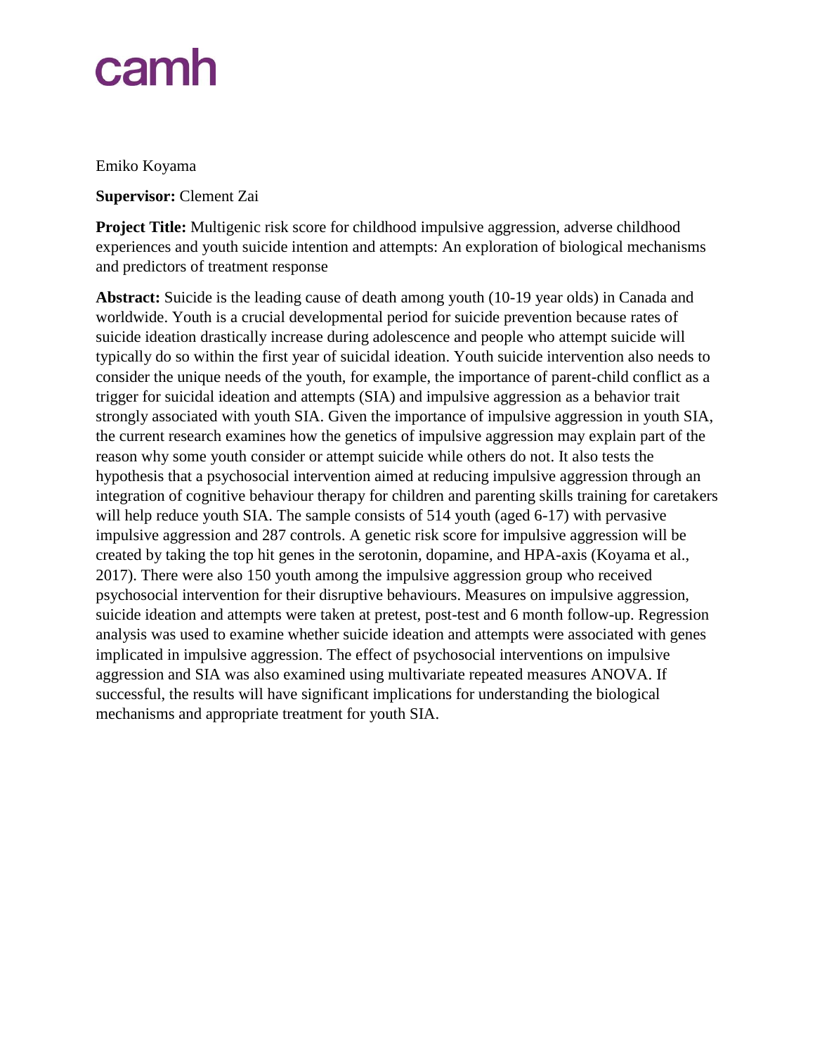camh

Emiko Koyama

**Supervisor:** Clement Zai

**Project Title:** Multigenic risk score for childhood impulsive aggression, adverse childhood experiences and youth suicide intention and attempts: An exploration of biological mechanisms and predictors of treatment response

**Abstract:** Suicide is the leading cause of death among youth (10-19 year olds) in Canada and worldwide. Youth is a crucial developmental period for suicide prevention because rates of suicide ideation drastically increase during adolescence and people who attempt suicide will typically do so within the first year of suicidal ideation. Youth suicide intervention also needs to consider the unique needs of the youth, for example, the importance of parent-child conflict as a trigger for suicidal ideation and attempts (SIA) and impulsive aggression as a behavior trait strongly associated with youth SIA. Given the importance of impulsive aggression in youth SIA, the current research examines how the genetics of impulsive aggression may explain part of the reason why some youth consider or attempt suicide while others do not. It also tests the hypothesis that a psychosocial intervention aimed at reducing impulsive aggression through an integration of cognitive behaviour therapy for children and parenting skills training for caretakers will help reduce youth SIA. The sample consists of 514 youth (aged 6-17) with pervasive impulsive aggression and 287 controls. A genetic risk score for impulsive aggression will be created by taking the top hit genes in the serotonin, dopamine, and HPA-axis (Koyama et al., 2017). There were also 150 youth among the impulsive aggression group who received psychosocial intervention for their disruptive behaviours. Measures on impulsive aggression, suicide ideation and attempts were taken at pretest, post-test and 6 month follow-up. Regression analysis was used to examine whether suicide ideation and attempts were associated with genes implicated in impulsive aggression. The effect of psychosocial interventions on impulsive aggression and SIA was also examined using multivariate repeated measures ANOVA. If successful, the results will have significant implications for understanding the biological mechanisms and appropriate treatment for youth SIA.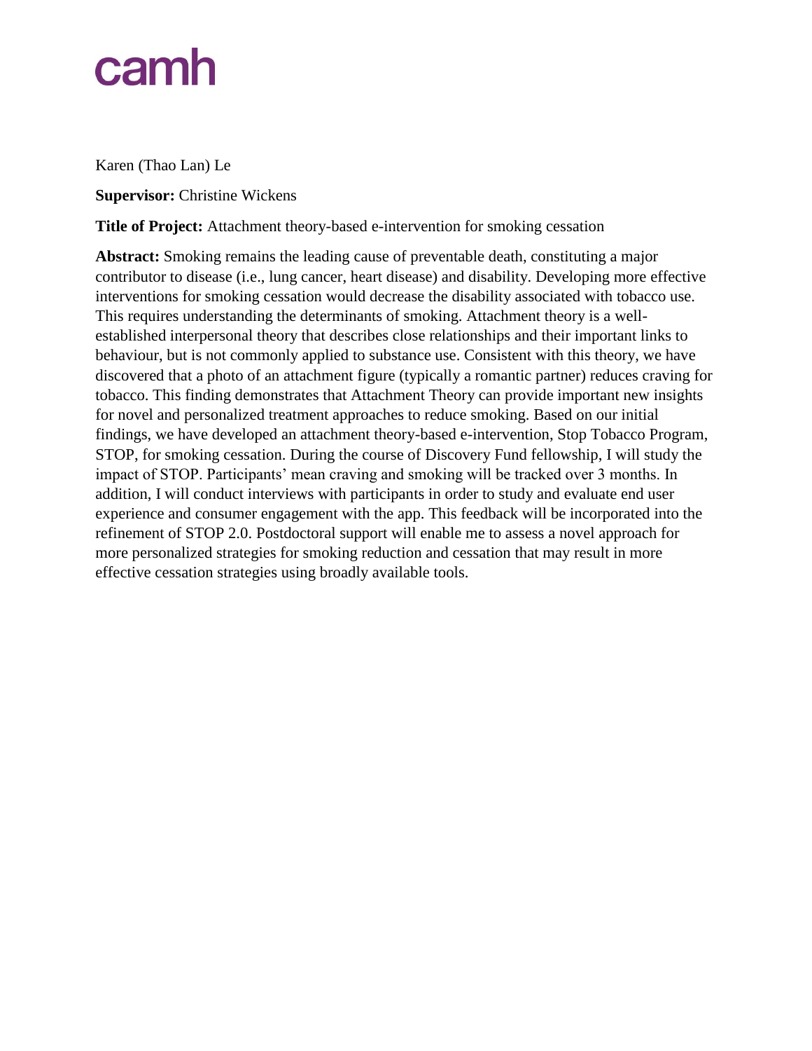camh

Karen (Thao Lan) Le

**Supervisor:** Christine Wickens

**Title of Project:** Attachment theory-based e-intervention for smoking cessation

**Abstract:** Smoking remains the leading cause of preventable death, constituting a major contributor to disease (i.e., lung cancer, heart disease) and disability. Developing more effective interventions for smoking cessation would decrease the disability associated with tobacco use. This requires understanding the determinants of smoking. Attachment theory is a well-established interpersonal theory that describes close relationships and their important links to behaviour, but is not commonly applied to substance use. Consistent with this theory, we have discovered that a photo of an attachment figure (typically a romantic partner) reduces craving for tobacco. This finding demonstrates that Attachment Theory can provide important new insights for novel and personalized treatment approaches to reduce smoking. Based on our initial findings, we have developed an attachment theory-based e-intervention, Stop Tobacco Program, STOP, for smoking cessation. During the course of Discovery Fund fellowship, I will study the impact of STOP. Participants' mean craving and smoking will be tracked over 3 months. In addition, I will conduct interviews with participants in order to study and evaluate end user experience and consumer engagement with the app. This feedback will be incorporated into the refinement of STOP 2.0. Postdoctoral support will enable me to assess a novel approach for more personalized strategies for smoking reduction and cessation that may result in more effective cessation strategies using broadly available tools.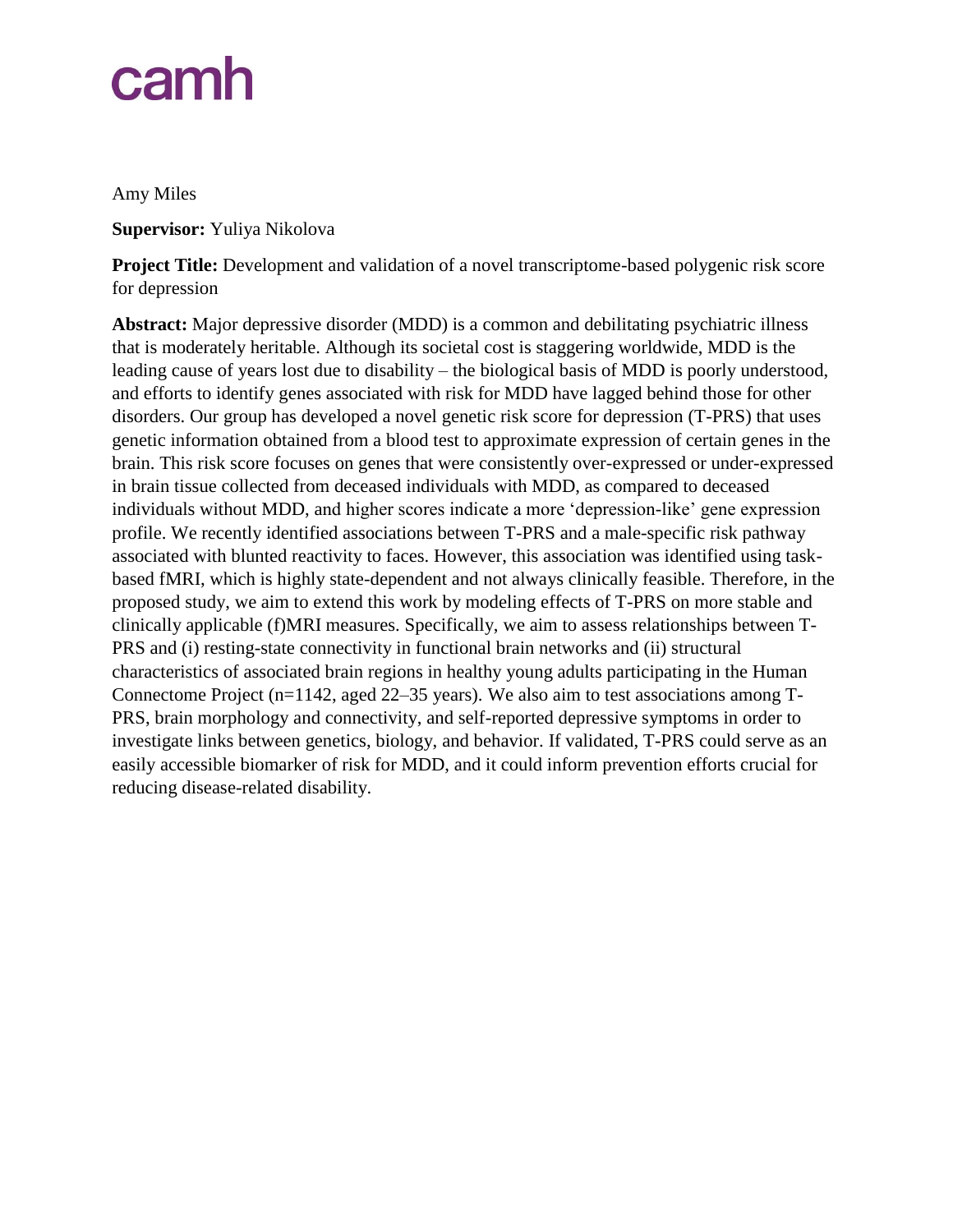camh

Amy Miles

**Supervisor:** Yuliya Nikolova

**Project Title:** Development and validation of a novel transcriptome-based polygenic risk score for depression

**Abstract:** Major depressive disorder (MDD) is a common and debilitating psychiatric illness that is moderately heritable. Although its societal cost is staggering worldwide, MDD is the leading cause of years lost due to disability – the biological basis of MDD is poorly understood, and efforts to identify genes associated with risk for MDD have lagged behind those for other disorders. Our group has developed a novel genetic risk score for depression (T-PRS) that uses genetic information obtained from a blood test to approximate expression of certain genes in the brain. This risk score focuses on genes that were consistently over-expressed or under-expressed in brain tissue collected from deceased individuals with MDD, as compared to deceased individuals without MDD, and higher scores indicate a more 'depression-like' gene expression profile. We recently identified associations between T-PRS and a male-specific risk pathway associated with blunted reactivity to faces. However, this association was identified using task-based fMRI, which is highly state-dependent and not always clinically feasible. Therefore, in the proposed study, we aim to extend this work by modeling effects of T-PRS on more stable and clinically applicable (f)MRI measures. Specifically, we aim to assess relationships between T-PRS and (i) resting-state connectivity in functional brain networks and (ii) structural characteristics of associated brain regions in healthy young adults participating in the Human Connectome Project (n=1142, aged 22–35 years). We also aim to test associations among T-PRS, brain morphology and connectivity, and self-reported depressive symptoms in order to investigate links between genetics, biology, and behavior. If validated, T-PRS could serve as an easily accessible biomarker of risk for MDD, and it could inform prevention efforts crucial for reducing disease-related disability.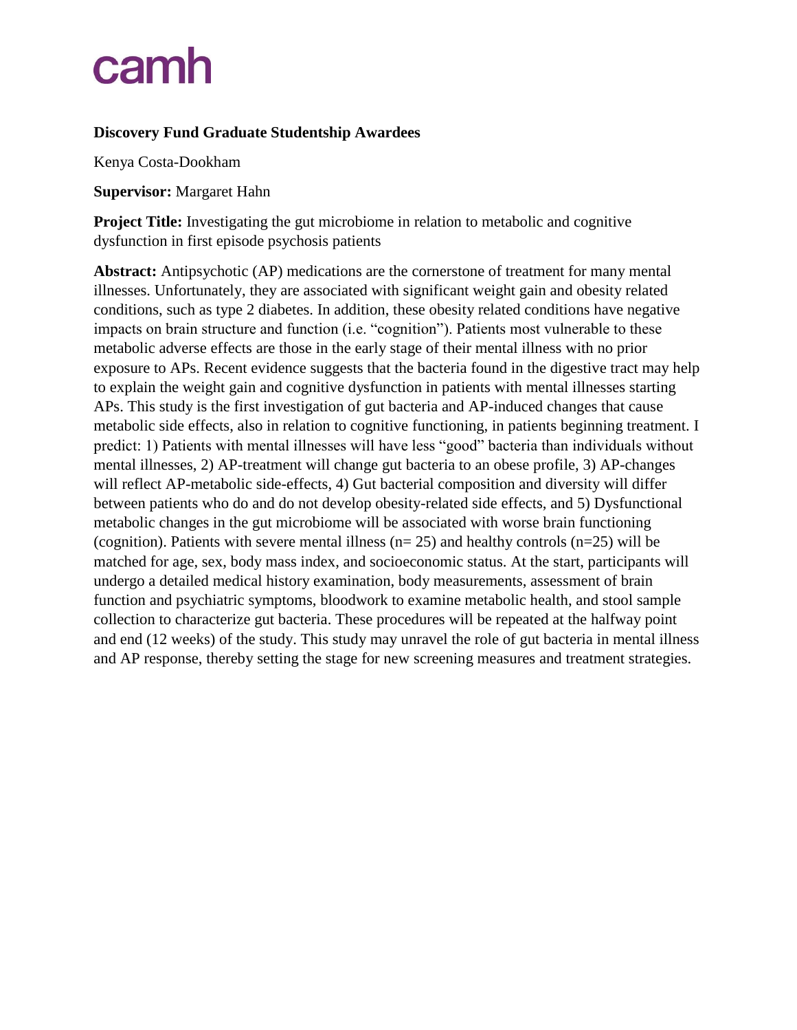camh

**Discovery Fund Graduate Studentship Awardees**

Kenya Costa-Dookham

**Supervisor:** Margaret Hahn

**Project Title:** Investigating the gut microbiome in relation to metabolic and cognitive dysfunction in first episode psychosis patients

**Abstract:** Antipsychotic (AP) medications are the cornerstone of treatment for many mental illnesses. Unfortunately, they are associated with significant weight gain and obesity related conditions, such as type 2 diabetes. In addition, these obesity related conditions have negative impacts on brain structure and function (i.e. "cognition"). Patients most vulnerable to these metabolic adverse effects are those in the early stage of their mental illness with no prior exposure to APs. Recent evidence suggests that the bacteria found in the digestive tract may help to explain the weight gain and cognitive dysfunction in patients with mental illnesses starting APs. This study is the first investigation of gut bacteria and AP-induced changes that cause metabolic side effects, also in relation to cognitive functioning, in patients beginning treatment. I predict: 1) Patients with mental illnesses will have less "good" bacteria than individuals without mental illnesses, 2) AP-treatment will change gut bacteria to an obese profile, 3) AP-changes will reflect AP-metabolic side-effects, 4) Gut bacterial composition and diversity will differ between patients who do and do not develop obesity-related side effects, and 5) Dysfunctional metabolic changes in the gut microbiome will be associated with worse brain functioning (cognition). Patients with severe mental illness (n= 25) and healthy controls (n=25) will be matched for age, sex, body mass index, and socioeconomic status. At the start, participants will undergo a detailed medical history examination, body measurements, assessment of brain function and psychiatric symptoms, bloodwork to examine metabolic health, and stool sample collection to characterize gut bacteria. These procedures will be repeated at the halfway point and end (12 weeks) of the study. This study may unravel the role of gut bacteria in mental illness and AP response, thereby setting the stage for new screening measures and treatment strategies.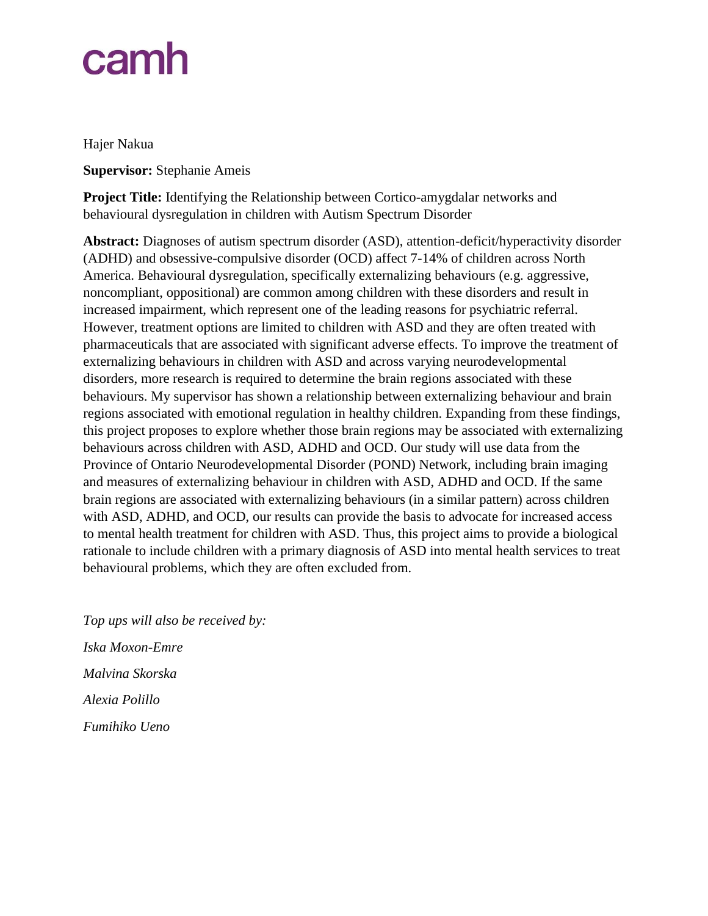camh

Hajer Nakua

**Supervisor:** Stephanie Ameis

**Project Title:** Identifying the Relationship between Cortico-amygdalar networks and behavioural dysregulation in children with Autism Spectrum Disorder

**Abstract:** Diagnoses of autism spectrum disorder (ASD), attention-deficit/hyperactivity disorder (ADHD) and obsessive-compulsive disorder (OCD) affect 7-14% of children across North America. Behavioural dysregulation, specifically externalizing behaviours (e.g. aggressive, noncompliant, oppositional) are common among children with these disorders and result in increased impairment, which represent one of the leading reasons for psychiatric referral. However, treatment options are limited to children with ASD and they are often treated with pharmaceuticals that are associated with significant adverse effects. To improve the treatment of externalizing behaviours in children with ASD and across varying neurodevelopmental disorders, more research is required to determine the brain regions associated with these behaviours. My supervisor has shown a relationship between externalizing behaviour and brain regions associated with emotional regulation in healthy children. Expanding from these findings, this project proposes to explore whether those brain regions may be associated with externalizing behaviours across children with ASD, ADHD and OCD. Our study will use data from the Province of Ontario Neurodevelopmental Disorder (POND) Network, including brain imaging and measures of externalizing behaviour in children with ASD, ADHD and OCD. If the same brain regions are associated with externalizing behaviours (in a similar pattern) across children with ASD, ADHD, and OCD, our results can provide the basis to advocate for increased access to mental health treatment for children with ASD. Thus, this project aims to provide a biological rationale to include children with a primary diagnosis of ASD into mental health services to treat behavioural problems, which they are often excluded from.

*Top ups will also be received by:*

*Iska Moxon-Emre*

*Malvina Skorska*

*Alexia Polillo*

*Fumihiko Ueno*